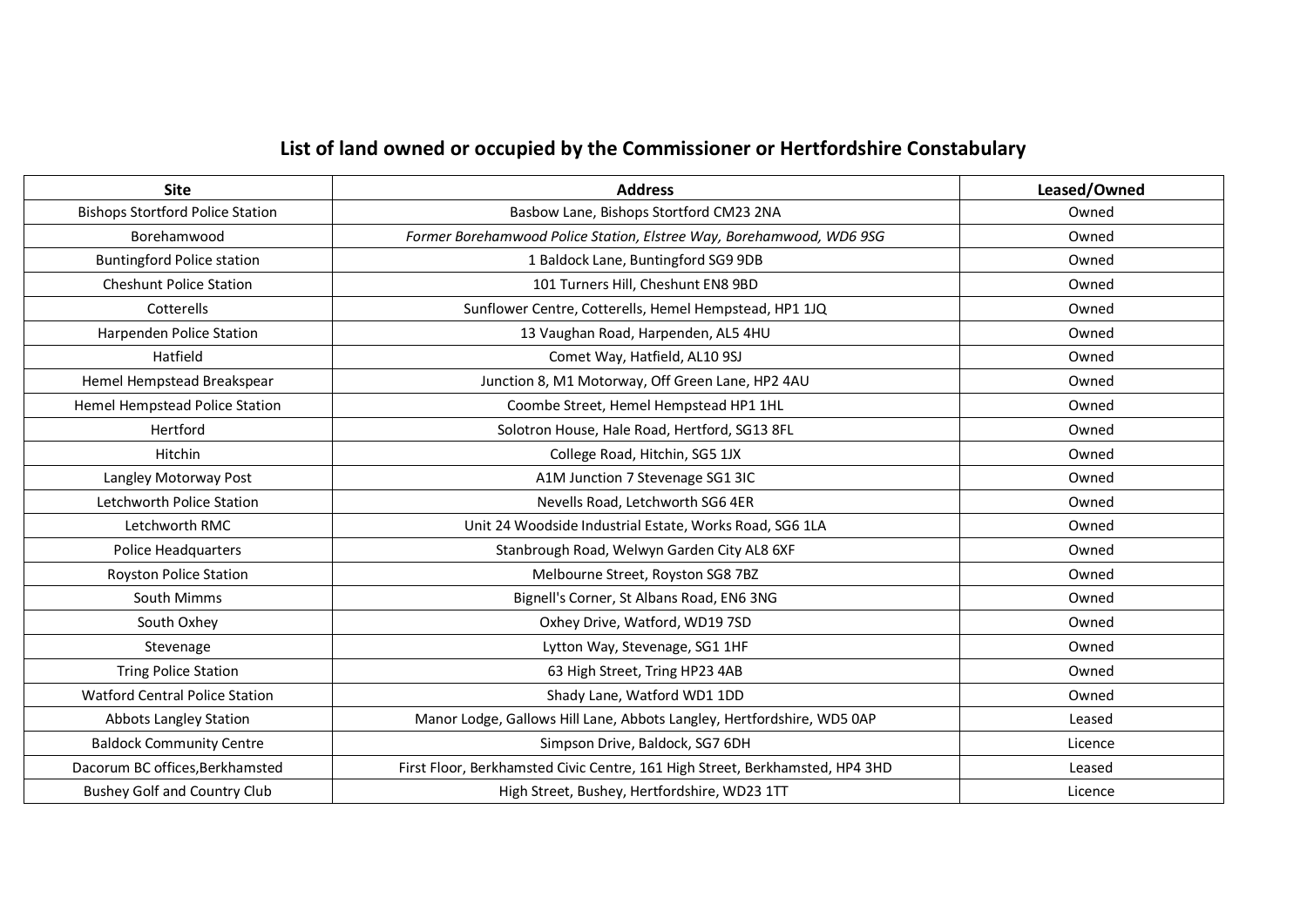## List of land owned or occupied by the Commissioner or Hertfordshire Constabulary

| Site | Address | Leased/Owned |
|---|---|---|
| Bishops Stortford Police Station | Basbow Lane, Bishops Stortford CM23 2NA | Owned |
| Borehamwood | *Former Borehamwood Police Station, Elstree Way, Borehamwood, WD6 9SG* | Owned |
| Buntingford Police station | 1 Baldock Lane, Buntingford SG9 9DB | Owned |
| Cheshunt Police Station | 101 Turners Hill, Cheshunt EN8 9BD | Owned |
| Cotterells | Sunflower Centre, Cotterells, Hemel Hempstead, HP1 1JQ | Owned |
| Harpenden Police Station | 13 Vaughan Road, Harpenden, AL5 4HU | Owned |
| Hatfield | Comet Way, Hatfield, AL10 9SJ | Owned |
| Hemel Hempstead Breakspear | Junction 8, M1 Motorway, Off Green Lane, HP2 4AU | Owned |
| Hemel Hempstead Police Station | Coombe Street, Hemel Hempstead HP1 1HL | Owned |
| Hertford | Solotron House, Hale Road, Hertford, SG13 8FL | Owned |
| Hitchin | College Road, Hitchin, SG5 1JX | Owned |
| Langley Motorway Post | A1M Junction 7 Stevenage SG1 3IC | Owned |
| Letchworth Police Station | Nevells Road, Letchworth SG6 4ER | Owned |
| Letchworth RMC | Unit 24 Woodside Industrial Estate, Works Road, SG6 1LA | Owned |
| Police Headquarters | Stanbrough Road, Welwyn Garden City AL8 6XF | Owned |
| Royston Police Station | Melbourne Street, Royston SG8 7BZ | Owned |
| South Mimms | Bignell's Corner, St Albans Road, EN6 3NG | Owned |
| South Oxhey | Oxhey Drive, Watford, WD19 7SD | Owned |
| Stevenage | Lytton Way, Stevenage, SG1 1HF | Owned |
| Tring Police Station | 63 High Street, Tring HP23 4AB | Owned |
| Watford Central Police Station | Shady Lane, Watford WD1 1DD | Owned |
| Abbots Langley Station | Manor Lodge, Gallows Hill Lane, Abbots Langley, Hertfordshire, WD5 0AP | Leased |
| Baldock Community Centre | Simpson Drive, Baldock, SG7 6DH | Licence |
| Dacorum BC offices,Berkhamsted | First Floor, Berkhamsted Civic Centre, 161 High Street, Berkhamsted, HP4 3HD | Leased |
| Bushey Golf and Country Club | High Street, Bushey, Hertfordshire, WD23 1TT | Licence |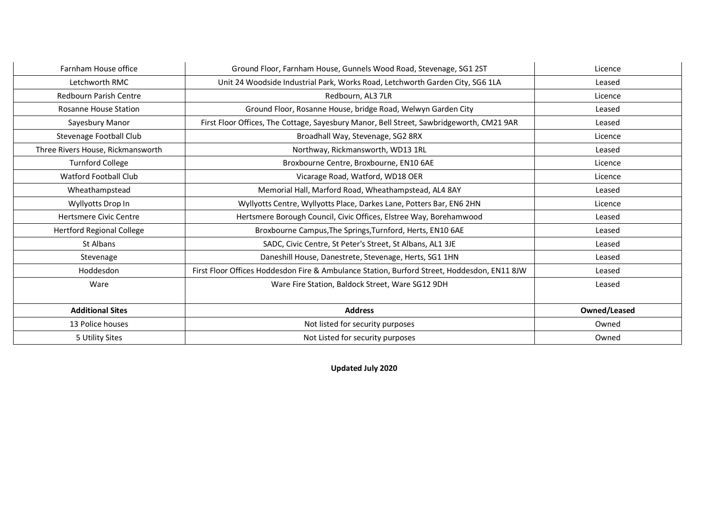| | | |
|---|---|---|
| Farnham House office | Ground Floor, Farnham House, Gunnels Wood Road, Stevenage, SG1 2ST | Licence |
| Letchworth RMC | Unit 24 Woodside Industrial Park, Works Road, Letchworth Garden City, SG6 1LA | Leased |
| Redbourn Parish Centre | Redbourn, AL3 7LR | Licence |
| Rosanne House Station | Ground Floor, Rosanne House, bridge Road, Welwyn Garden City | Leased |
| Sayesbury Manor | First Floor Offices, The Cottage, Sayesbury Manor, Bell Street, Sawbridgeworth, CM21 9AR | Leased |
| Stevenage Football Club | Broadhall Way, Stevenage, SG2 8RX | Licence |
| Three Rivers House, Rickmansworth | Northway, Rickmansworth, WD13 1RL | Leased |
| Turnford College | Broxbourne Centre, Broxbourne, EN10 6AE | Licence |
| Watford Football Club | Vicarage Road, Watford, WD18 OER | Licence |
| Wheathampstead | Memorial Hall, Marford Road, Wheathampstead, AL4 8AY | Leased |
| Wyllyotts Drop In | Wyllyotts Centre, Wyllyotts Place, Darkes Lane, Potters Bar, EN6 2HN | Licence |
| Hertsmere Civic Centre | Hertsmere Borough Council, Civic Offices, Elstree Way, Borehamwood | Leased |
| Hertford Regional College | Broxbourne Campus,The Springs,Turnford, Herts, EN10 6AE | Leased |
| St Albans | SADC, Civic Centre, St Peter's Street, St Albans, AL1 3JE | Leased |
| Stevenage | Daneshill House, Danestrete, Stevenage, Herts, SG1 1HN | Leased |
| Hoddesdon | First Floor Offices Hoddesdon Fire & Ambulance Station, Burford Street, Hoddesdon, EN11 8JW | Leased |
| Ware | Ware Fire Station, Baldock Street, Ware SG12 9DH | Leased |
| **Additional Sites** | **Address** | **Owned/Leased** |
| 13 Police houses | Not listed for security purposes | Owned |
| 5 Utility Sites | Not Listed for security purposes | Owned |

**Updated July 2020**